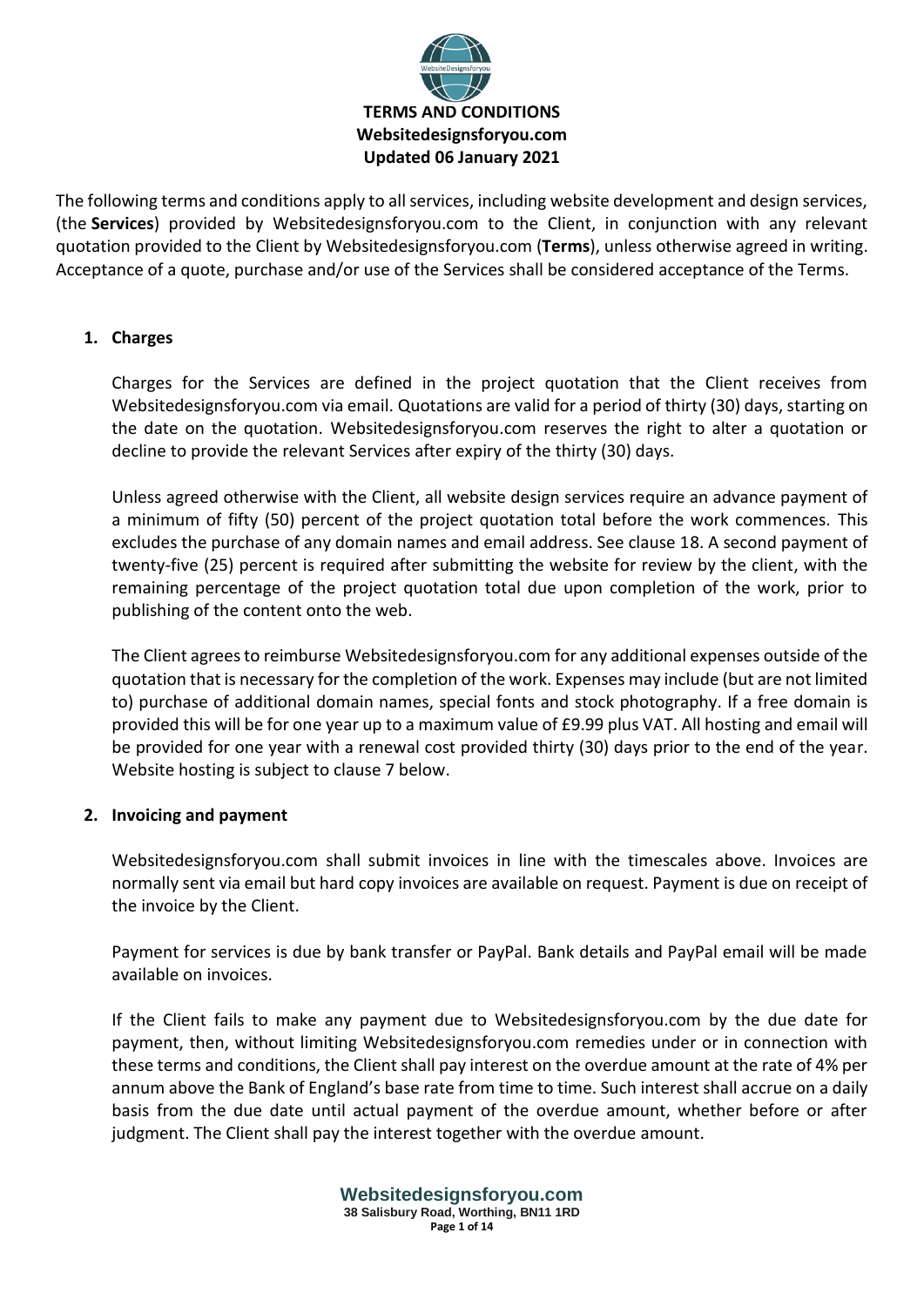# TERMS AND CONDITIONS
**Websitedesignsforyou.com**
**Updated 06 January 2021**

The following terms and conditions apply to all services, including website development and design services, (the **Services**) provided by Websitedesignsforyou.com to the Client, in conjunction with any relevant quotation provided to the Client by Websitedesignsforyou.com (**Terms**), unless otherwise agreed in writing. Acceptance of a quote, purchase and/or use of the Services shall be considered acceptance of the Terms.

## 1. Charges

Charges for the Services are defined in the project quotation that the Client receives from Websitedesignsforyou.com via email. Quotations are valid for a period of thirty (30) days, starting on the date on the quotation. Websitedesignsforyou.com reserves the right to alter a quotation or decline to provide the relevant Services after expiry of the thirty (30) days.

Unless agreed otherwise with the Client, all website design services require an advance payment of a minimum of fifty (50) percent of the project quotation total before the work commences. This excludes the purchase of any domain names and email address. See clause 18. A second payment of twenty-five (25) percent is required after submitting the website for review by the client, with the remaining percentage of the project quotation total due upon completion of the work, prior to publishing of the content onto the web.

The Client agrees to reimburse Websitedesignsforyou.com for any additional expenses outside of the quotation that is necessary for the completion of the work. Expenses may include (but are not limited to) purchase of additional domain names, special fonts and stock photography. If a free domain is provided this will be for one year up to a maximum value of £9.99 plus VAT. All hosting and email will be provided for one year with a renewal cost provided thirty (30) days prior to the end of the year. Website hosting is subject to clause 7 below.

## 2. Invoicing and payment

Websitedesignsforyou.com shall submit invoices in line with the timescales above. Invoices are normally sent via email but hard copy invoices are available on request. Payment is due on receipt of the invoice by the Client.

Payment for services is due by bank transfer or PayPal. Bank details and PayPal email will be made available on invoices.

If the Client fails to make any payment due to Websitedesignsforyou.com by the due date for payment, then, without limiting Websitedesignsforyou.com remedies under or in connection with these terms and conditions, the Client shall pay interest on the overdue amount at the rate of 4% per annum above the Bank of England's base rate from time to time. Such interest shall accrue on a daily basis from the due date until actual payment of the overdue amount, whether before or after judgment. The Client shall pay the interest together with the overdue amount.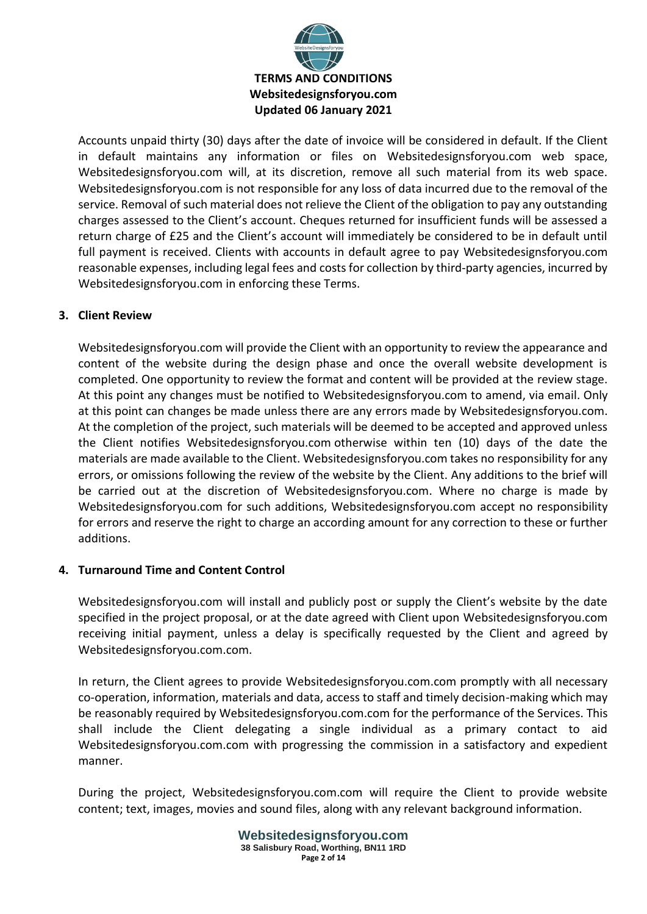Accounts unpaid thirty (30) days after the date of invoice will be considered in default. If the Client in default maintains any information or files on Websitedesignsforyou.com web space, Websitedesignsforyou.com will, at its discretion, remove all such material from its web space. Websitedesignsforyou.com is not responsible for any loss of data incurred due to the removal of the service. Removal of such material does not relieve the Client of the obligation to pay any outstanding charges assessed to the Client's account. Cheques returned for insufficient funds will be assessed a return charge of £25 and the Client's account will immediately be considered to be in default until full payment is received. Clients with accounts in default agree to pay Websitedesignsforyou.com reasonable expenses, including legal fees and costs for collection by third-party agencies, incurred by Websitedesignsforyou.com in enforcing these Terms.

## 3. Client Review

Websitedesignsforyou.com will provide the Client with an opportunity to review the appearance and content of the website during the design phase and once the overall website development is completed. One opportunity to review the format and content will be provided at the review stage. At this point any changes must be notified to Websitedesignsforyou.com to amend, via email. Only at this point can changes be made unless there are any errors made by Websitedesignsforyou.com. At the completion of the project, such materials will be deemed to be accepted and approved unless the Client notifies Websitedesignsforyou.com otherwise within ten (10) days of the date the materials are made available to the Client. Websitedesignsforyou.com takes no responsibility for any errors, or omissions following the review of the website by the Client. Any additions to the brief will be carried out at the discretion of Websitedesignsforyou.com. Where no charge is made by Websitedesignsforyou.com for such additions, Websitedesignsforyou.com accept no responsibility for errors and reserve the right to charge an according amount for any correction to these or further additions.

## 4. Turnaround Time and Content Control

Websitedesignsforyou.com will install and publicly post or supply the Client's website by the date specified in the project proposal, or at the date agreed with Client upon Websitedesignsforyou.com receiving initial payment, unless a delay is specifically requested by the Client and agreed by Websitedesignsforyou.com.com.

In return, the Client agrees to provide Websitedesignsforyou.com.com promptly with all necessary co-operation, information, materials and data, access to staff and timely decision-making which may be reasonably required by Websitedesignsforyou.com.com for the performance of the Services. This shall include the Client delegating a single individual as a primary contact to aid Websitedesignsforyou.com.com with progressing the commission in a satisfactory and expedient manner.

During the project, Websitedesignsforyou.com.com will require the Client to provide website content; text, images, movies and sound files, along with any relevant background information.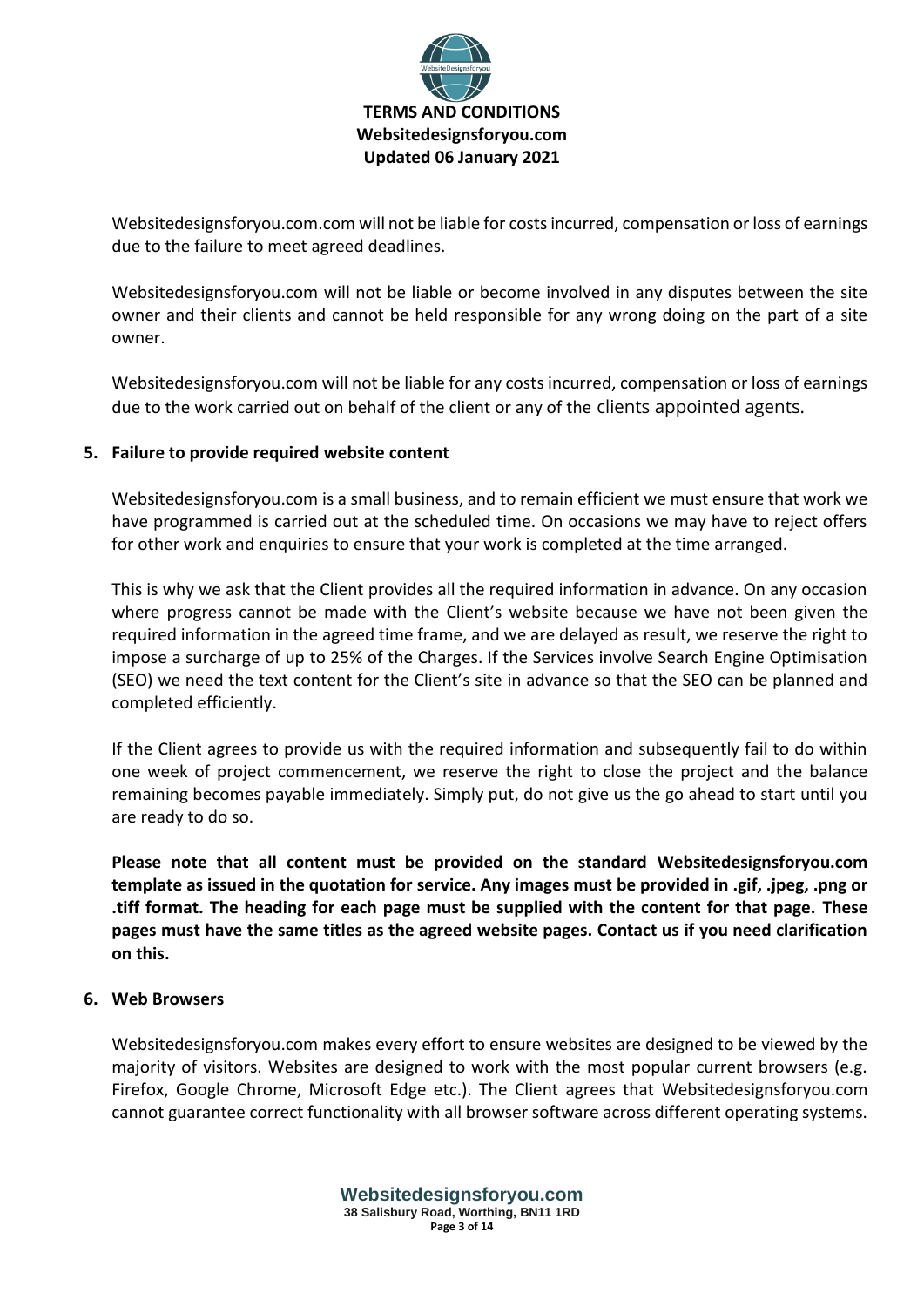Websitedesignsforyou.com.com will not be liable for costs incurred, compensation or loss of earnings due to the failure to meet agreed deadlines.

Websitedesignsforyou.com will not be liable or become involved in any disputes between the site owner and their clients and cannot be held responsible for any wrong doing on the part of a site owner.

Websitedesignsforyou.com will not be liable for any costs incurred, compensation or loss of earnings due to the work carried out on behalf of the client or any of the clients appointed agents.

## 5. Failure to provide required website content

Websitedesignsforyou.com is a small business, and to remain efficient we must ensure that work we have programmed is carried out at the scheduled time. On occasions we may have to reject offers for other work and enquiries to ensure that your work is completed at the time arranged.

This is why we ask that the Client provides all the required information in advance. On any occasion where progress cannot be made with the Client's website because we have not been given the required information in the agreed time frame, and we are delayed as result, we reserve the right to impose a surcharge of up to 25% of the Charges. If the Services involve Search Engine Optimisation (SEO) we need the text content for the Client's site in advance so that the SEO can be planned and completed efficiently.

If the Client agrees to provide us with the required information and subsequently fail to do within one week of project commencement, we reserve the right to close the project and the balance remaining becomes payable immediately. Simply put, do not give us the go ahead to start until you are ready to do so.

**Please note that all content must be provided on the standard Websitedesignsforyou.com template as issued in the quotation for service. Any images must be provided in .gif, .jpeg, .png or .tiff format. The heading for each page must be supplied with the content for that page. These pages must have the same titles as the agreed website pages. Contact us if you need clarification on this.**

## 6. Web Browsers

Websitedesignsforyou.com makes every effort to ensure websites are designed to be viewed by the majority of visitors. Websites are designed to work with the most popular current browsers (e.g. Firefox, Google Chrome, Microsoft Edge etc.). The Client agrees that Websitedesignsforyou.com cannot guarantee correct functionality with all browser software across different operating systems.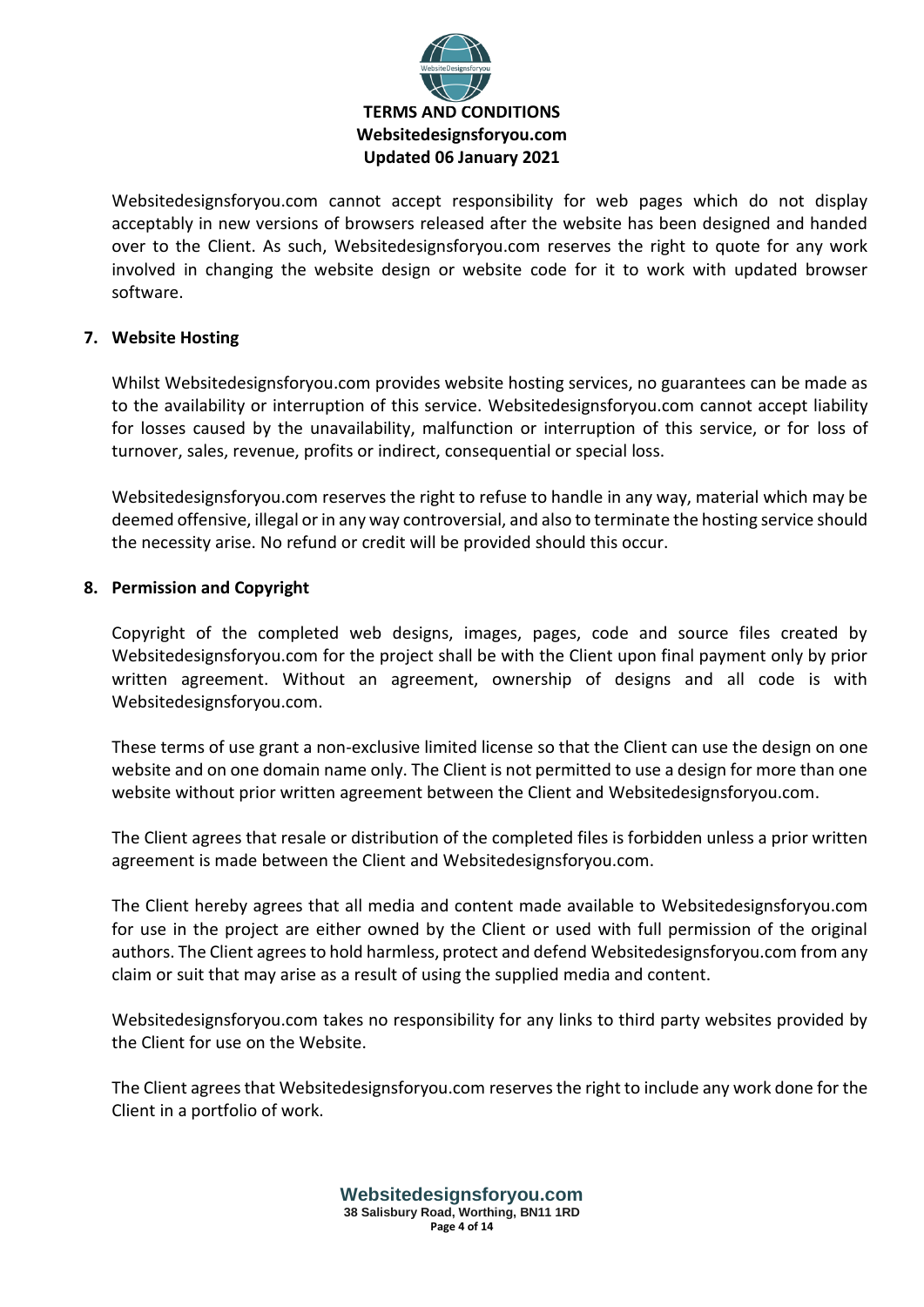Websitedesignsforyou.com cannot accept responsibility for web pages which do not display acceptably in new versions of browsers released after the website has been designed and handed over to the Client. As such, Websitedesignsforyou.com reserves the right to quote for any work involved in changing the website design or website code for it to work with updated browser software.

## 7. Website Hosting

Whilst Websitedesignsforyou.com provides website hosting services, no guarantees can be made as to the availability or interruption of this service. Websitedesignsforyou.com cannot accept liability for losses caused by the unavailability, malfunction or interruption of this service, or for loss of turnover, sales, revenue, profits or indirect, consequential or special loss.

Websitedesignsforyou.com reserves the right to refuse to handle in any way, material which may be deemed offensive, illegal or in any way controversial, and also to terminate the hosting service should the necessity arise. No refund or credit will be provided should this occur.

## 8. Permission and Copyright

Copyright of the completed web designs, images, pages, code and source files created by Websitedesignsforyou.com for the project shall be with the Client upon final payment only by prior written agreement. Without an agreement, ownership of designs and all code is with Websitedesignsforyou.com.

These terms of use grant a non-exclusive limited license so that the Client can use the design on one website and on one domain name only. The Client is not permitted to use a design for more than one website without prior written agreement between the Client and Websitedesignsforyou.com.

The Client agrees that resale or distribution of the completed files is forbidden unless a prior written agreement is made between the Client and Websitedesignsforyou.com.

The Client hereby agrees that all media and content made available to Websitedesignsforyou.com for use in the project are either owned by the Client or used with full permission of the original authors. The Client agrees to hold harmless, protect and defend Websitedesignsforyou.com from any claim or suit that may arise as a result of using the supplied media and content.

Websitedesignsforyou.com takes no responsibility for any links to third party websites provided by the Client for use on the Website.

The Client agrees that Websitedesignsforyou.com reserves the right to include any work done for the Client in a portfolio of work.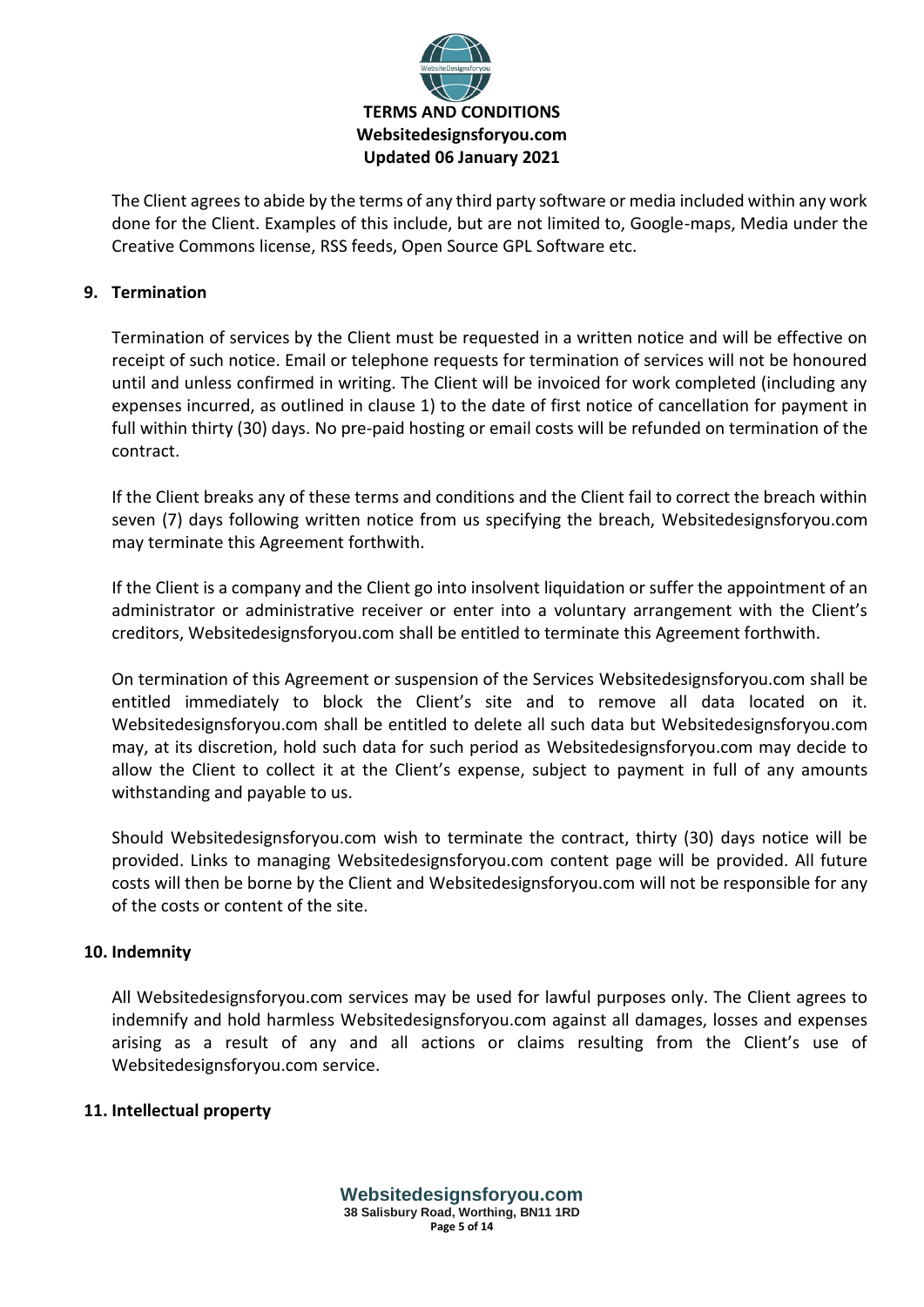The Client agrees to abide by the terms of any third party software or media included within any work done for the Client. Examples of this include, but are not limited to, Google-maps, Media under the Creative Commons license, RSS feeds, Open Source GPL Software etc.

## 9. Termination

Termination of services by the Client must be requested in a written notice and will be effective on receipt of such notice. Email or telephone requests for termination of services will not be honoured until and unless confirmed in writing. The Client will be invoiced for work completed (including any expenses incurred, as outlined in clause 1) to the date of first notice of cancellation for payment in full within thirty (30) days. No pre-paid hosting or email costs will be refunded on termination of the contract.

If the Client breaks any of these terms and conditions and the Client fail to correct the breach within seven (7) days following written notice from us specifying the breach, Websitedesignsforyou.com may terminate this Agreement forthwith.

If the Client is a company and the Client go into insolvent liquidation or suffer the appointment of an administrator or administrative receiver or enter into a voluntary arrangement with the Client's creditors, Websitedesignsforyou.com shall be entitled to terminate this Agreement forthwith.

On termination of this Agreement or suspension of the Services Websitedesignsforyou.com shall be entitled immediately to block the Client's site and to remove all data located on it. Websitedesignsforyou.com shall be entitled to delete all such data but Websitedesignsforyou.com may, at its discretion, hold such data for such period as Websitedesignsforyou.com may decide to allow the Client to collect it at the Client's expense, subject to payment in full of any amounts withstanding and payable to us.

Should Websitedesignsforyou.com wish to terminate the contract, thirty (30) days notice will be provided. Links to managing Websitedesignsforyou.com content page will be provided. All future costs will then be borne by the Client and Websitedesignsforyou.com will not be responsible for any of the costs or content of the site.

## 10. Indemnity

All Websitedesignsforyou.com services may be used for lawful purposes only. The Client agrees to indemnify and hold harmless Websitedesignsforyou.com against all damages, losses and expenses arising as a result of any and all actions or claims resulting from the Client's use of Websitedesignsforyou.com service.

## 11. Intellectual property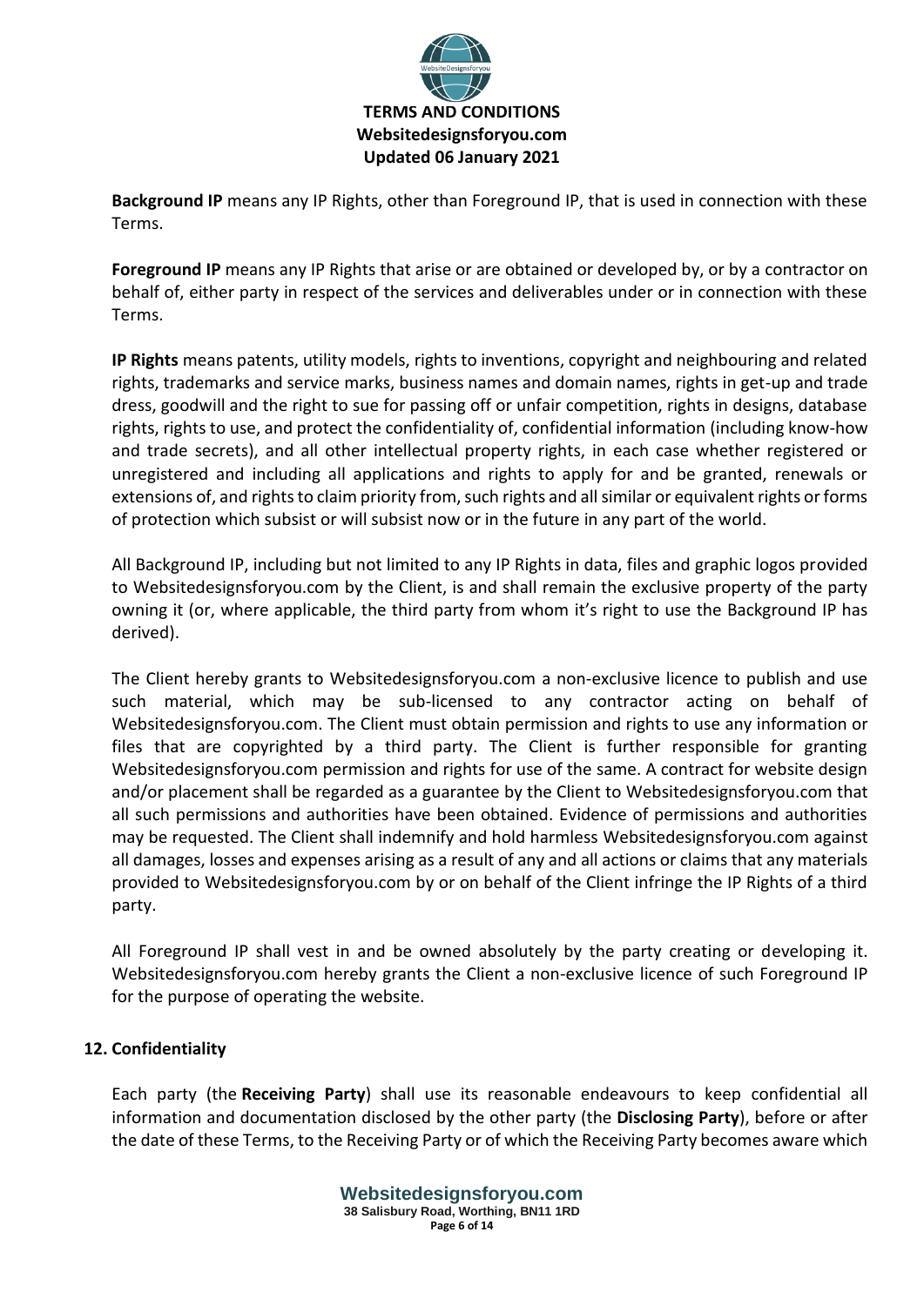**Background IP** means any IP Rights, other than Foreground IP, that is used in connection with these Terms.

**Foreground IP** means any IP Rights that arise or are obtained or developed by, or by a contractor on behalf of, either party in respect of the services and deliverables under or in connection with these Terms.

**IP Rights** means patents, utility models, rights to inventions, copyright and neighbouring and related rights, trademarks and service marks, business names and domain names, rights in get-up and trade dress, goodwill and the right to sue for passing off or unfair competition, rights in designs, database rights, rights to use, and protect the confidentiality of, confidential information (including know-how and trade secrets), and all other intellectual property rights, in each case whether registered or unregistered and including all applications and rights to apply for and be granted, renewals or extensions of, and rights to claim priority from, such rights and all similar or equivalent rights or forms of protection which subsist or will subsist now or in the future in any part of the world.

All Background IP, including but not limited to any IP Rights in data, files and graphic logos provided to Websitedesignsforyou.com by the Client, is and shall remain the exclusive property of the party owning it (or, where applicable, the third party from whom it's right to use the Background IP has derived).

The Client hereby grants to Websitedesignsforyou.com a non-exclusive licence to publish and use such material, which may be sub-licensed to any contractor acting on behalf of Websitedesignsforyou.com. The Client must obtain permission and rights to use any information or files that are copyrighted by a third party. The Client is further responsible for granting Websitedesignsforyou.com permission and rights for use of the same. A contract for website design and/or placement shall be regarded as a guarantee by the Client to Websitedesignsforyou.com that all such permissions and authorities have been obtained. Evidence of permissions and authorities may be requested. The Client shall indemnify and hold harmless Websitedesignsforyou.com against all damages, losses and expenses arising as a result of any and all actions or claims that any materials provided to Websitedesignsforyou.com by or on behalf of the Client infringe the IP Rights of a third party.

All Foreground IP shall vest in and be owned absolutely by the party creating or developing it. Websitedesignsforyou.com hereby grants the Client a non-exclusive licence of such Foreground IP for the purpose of operating the website.

## 12. Confidentiality

Each party (the **Receiving Party**) shall use its reasonable endeavours to keep confidential all information and documentation disclosed by the other party (the **Disclosing Party**), before or after the date of these Terms, to the Receiving Party or of which the Receiving Party becomes aware which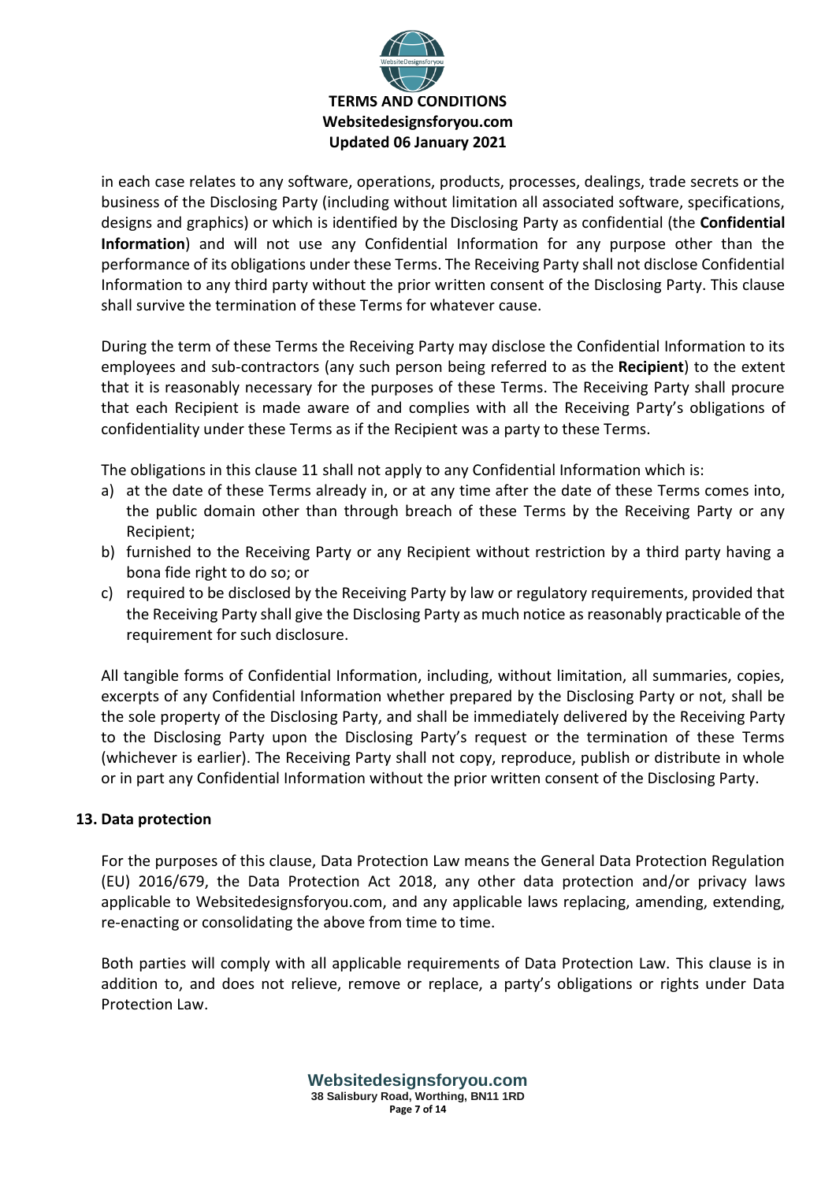in each case relates to any software, operations, products, processes, dealings, trade secrets or the business of the Disclosing Party (including without limitation all associated software, specifications, designs and graphics) or which is identified by the Disclosing Party as confidential (the **Confidential Information**) and will not use any Confidential Information for any purpose other than the performance of its obligations under these Terms. The Receiving Party shall not disclose Confidential Information to any third party without the prior written consent of the Disclosing Party. This clause shall survive the termination of these Terms for whatever cause.

During the term of these Terms the Receiving Party may disclose the Confidential Information to its employees and sub-contractors (any such person being referred to as the **Recipient**) to the extent that it is reasonably necessary for the purposes of these Terms. The Receiving Party shall procure that each Recipient is made aware of and complies with all the Receiving Party's obligations of confidentiality under these Terms as if the Recipient was a party to these Terms.

The obligations in this clause 11 shall not apply to any Confidential Information which is:

a) at the date of these Terms already in, or at any time after the date of these Terms comes into, the public domain other than through breach of these Terms by the Receiving Party or any Recipient;
b) furnished to the Receiving Party or any Recipient without restriction by a third party having a bona fide right to do so; or
c) required to be disclosed by the Receiving Party by law or regulatory requirements, provided that the Receiving Party shall give the Disclosing Party as much notice as reasonably practicable of the requirement for such disclosure.

All tangible forms of Confidential Information, including, without limitation, all summaries, copies, excerpts of any Confidential Information whether prepared by the Disclosing Party or not, shall be the sole property of the Disclosing Party, and shall be immediately delivered by the Receiving Party to the Disclosing Party upon the Disclosing Party's request or the termination of these Terms (whichever is earlier). The Receiving Party shall not copy, reproduce, publish or distribute in whole or in part any Confidential Information without the prior written consent of the Disclosing Party.

## 13. Data protection

For the purposes of this clause, Data Protection Law means the General Data Protection Regulation (EU) 2016/679, the Data Protection Act 2018, any other data protection and/or privacy laws applicable to Websitedesignsforyou.com, and any applicable laws replacing, amending, extending, re-enacting or consolidating the above from time to time.

Both parties will comply with all applicable requirements of Data Protection Law. This clause is in addition to, and does not relieve, remove or replace, a party's obligations or rights under Data Protection Law.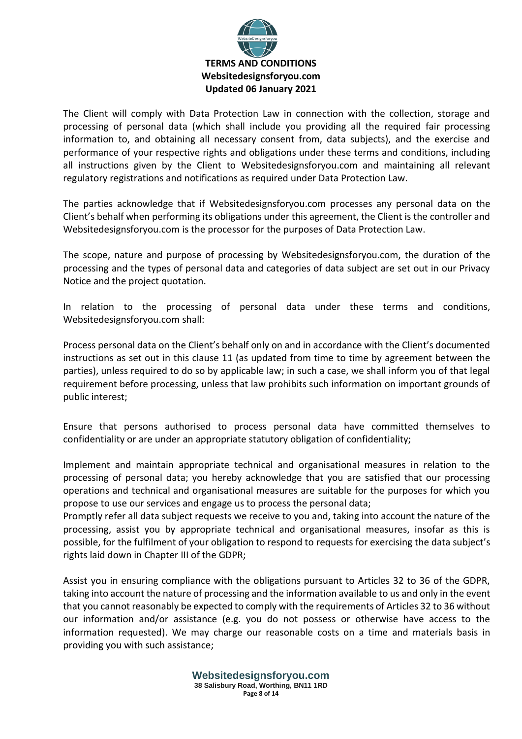The Client will comply with Data Protection Law in connection with the collection, storage and processing of personal data (which shall include you providing all the required fair processing information to, and obtaining all necessary consent from, data subjects), and the exercise and performance of your respective rights and obligations under these terms and conditions, including all instructions given by the Client to Websitedesignsforyou.com and maintaining all relevant regulatory registrations and notifications as required under Data Protection Law.

The parties acknowledge that if Websitedesignsforyou.com processes any personal data on the Client's behalf when performing its obligations under this agreement, the Client is the controller and Websitedesignsforyou.com is the processor for the purposes of Data Protection Law.

The scope, nature and purpose of processing by Websitedesignsforyou.com, the duration of the processing and the types of personal data and categories of data subject are set out in our Privacy Notice and the project quotation.

In relation to the processing of personal data under these terms and conditions, Websitedesignsforyou.com shall:

Process personal data on the Client's behalf only on and in accordance with the Client's documented instructions as set out in this clause 11 (as updated from time to time by agreement between the parties), unless required to do so by applicable law; in such a case, we shall inform you of that legal requirement before processing, unless that law prohibits such information on important grounds of public interest;

Ensure that persons authorised to process personal data have committed themselves to confidentiality or are under an appropriate statutory obligation of confidentiality;

Implement and maintain appropriate technical and organisational measures in relation to the processing of personal data; you hereby acknowledge that you are satisfied that our processing operations and technical and organisational measures are suitable for the purposes for which you propose to use our services and engage us to process the personal data;

Promptly refer all data subject requests we receive to you and, taking into account the nature of the processing, assist you by appropriate technical and organisational measures, insofar as this is possible, for the fulfilment of your obligation to respond to requests for exercising the data subject's rights laid down in Chapter III of the GDPR;

Assist you in ensuring compliance with the obligations pursuant to Articles 32 to 36 of the GDPR, taking into account the nature of processing and the information available to us and only in the event that you cannot reasonably be expected to comply with the requirements of Articles 32 to 36 without our information and/or assistance (e.g. you do not possess or otherwise have access to the information requested). We may charge our reasonable costs on a time and materials basis in providing you with such assistance;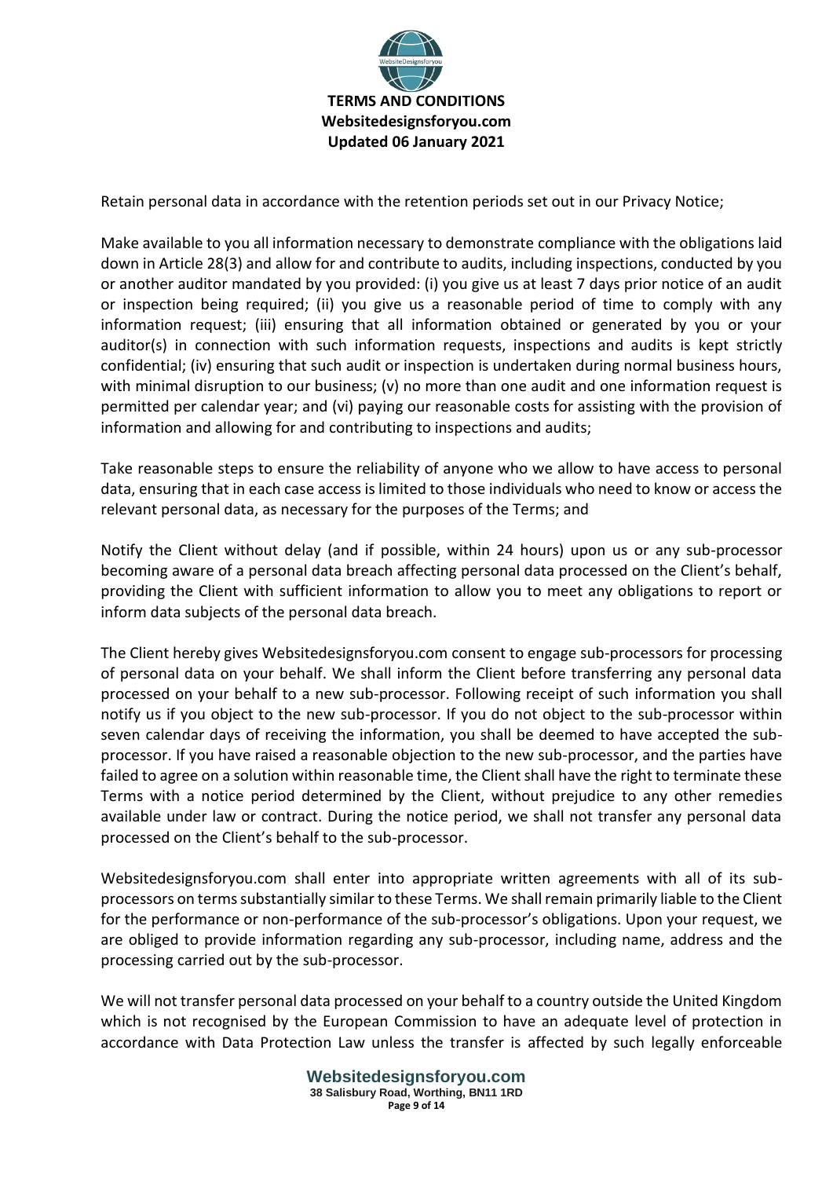Retain personal data in accordance with the retention periods set out in our Privacy Notice;

Make available to you all information necessary to demonstrate compliance with the obligations laid down in Article 28(3) and allow for and contribute to audits, including inspections, conducted by you or another auditor mandated by you provided: (i) you give us at least 7 days prior notice of an audit or inspection being required; (ii) you give us a reasonable period of time to comply with any information request; (iii) ensuring that all information obtained or generated by you or your auditor(s) in connection with such information requests, inspections and audits is kept strictly confidential; (iv) ensuring that such audit or inspection is undertaken during normal business hours, with minimal disruption to our business; (v) no more than one audit and one information request is permitted per calendar year; and (vi) paying our reasonable costs for assisting with the provision of information and allowing for and contributing to inspections and audits;

Take reasonable steps to ensure the reliability of anyone who we allow to have access to personal data, ensuring that in each case access is limited to those individuals who need to know or access the relevant personal data, as necessary for the purposes of the Terms; and

Notify the Client without delay (and if possible, within 24 hours) upon us or any sub-processor becoming aware of a personal data breach affecting personal data processed on the Client's behalf, providing the Client with sufficient information to allow you to meet any obligations to report or inform data subjects of the personal data breach.

The Client hereby gives Websitedesignsforyou.com consent to engage sub-processors for processing of personal data on your behalf. We shall inform the Client before transferring any personal data processed on your behalf to a new sub-processor. Following receipt of such information you shall notify us if you object to the new sub-processor. If you do not object to the sub-processor within seven calendar days of receiving the information, you shall be deemed to have accepted the sub-processor. If you have raised a reasonable objection to the new sub-processor, and the parties have failed to agree on a solution within reasonable time, the Client shall have the right to terminate these Terms with a notice period determined by the Client, without prejudice to any other remedies available under law or contract. During the notice period, we shall not transfer any personal data processed on the Client's behalf to the sub-processor.

Websitedesignsforyou.com shall enter into appropriate written agreements with all of its sub-processors on terms substantially similar to these Terms. We shall remain primarily liable to the Client for the performance or non-performance of the sub-processor's obligations. Upon your request, we are obliged to provide information regarding any sub-processor, including name, address and the processing carried out by the sub-processor.

We will not transfer personal data processed on your behalf to a country outside the United Kingdom which is not recognised by the European Commission to have an adequate level of protection in accordance with Data Protection Law unless the transfer is affected by such legally enforceable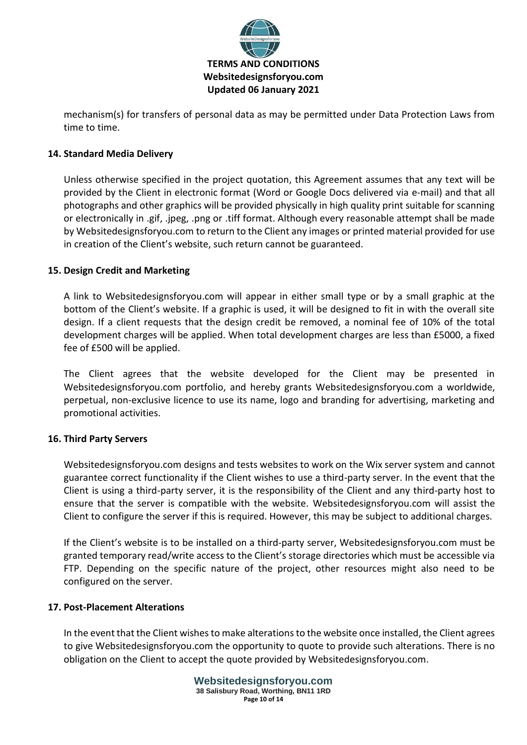mechanism(s) for transfers of personal data as may be permitted under Data Protection Laws from time to time.

**14. Standard Media Delivery**

Unless otherwise specified in the project quotation, this Agreement assumes that any text will be provided by the Client in electronic format (Word or Google Docs delivered via e-mail) and that all photographs and other graphics will be provided physically in high quality print suitable for scanning or electronically in .gif, .jpeg, .png or .tiff format. Although every reasonable attempt shall be made by Websitedesignsforyou.com to return to the Client any images or printed material provided for use in creation of the Client's website, such return cannot be guaranteed.

**15. Design Credit and Marketing**

A link to Websitedesignsforyou.com will appear in either small type or by a small graphic at the bottom of the Client's website. If a graphic is used, it will be designed to fit in with the overall site design. If a client requests that the design credit be removed, a nominal fee of 10% of the total development charges will be applied. When total development charges are less than £5000, a fixed fee of £500 will be applied.

The Client agrees that the website developed for the Client may be presented in Websitedesignsforyou.com portfolio, and hereby grants Websitedesignsforyou.com a worldwide, perpetual, non-exclusive licence to use its name, logo and branding for advertising, marketing and promotional activities.

**16. Third Party Servers**

Websitedesignsforyou.com designs and tests websites to work on the Wix server system and cannot guarantee correct functionality if the Client wishes to use a third-party server. In the event that the Client is using a third-party server, it is the responsibility of the Client and any third-party host to ensure that the server is compatible with the website. Websitedesignsforyou.com will assist the Client to configure the server if this is required. However, this may be subject to additional charges.

If the Client's website is to be installed on a third-party server, Websitedesignsforyou.com must be granted temporary read/write access to the Client's storage directories which must be accessible via FTP. Depending on the specific nature of the project, other resources might also need to be configured on the server.

**17. Post-Placement Alterations**

In the event that the Client wishes to make alterations to the website once installed, the Client agrees to give Websitedesignsforyou.com the opportunity to quote to provide such alterations. There is no obligation on the Client to accept the quote provided by Websitedesignsforyou.com.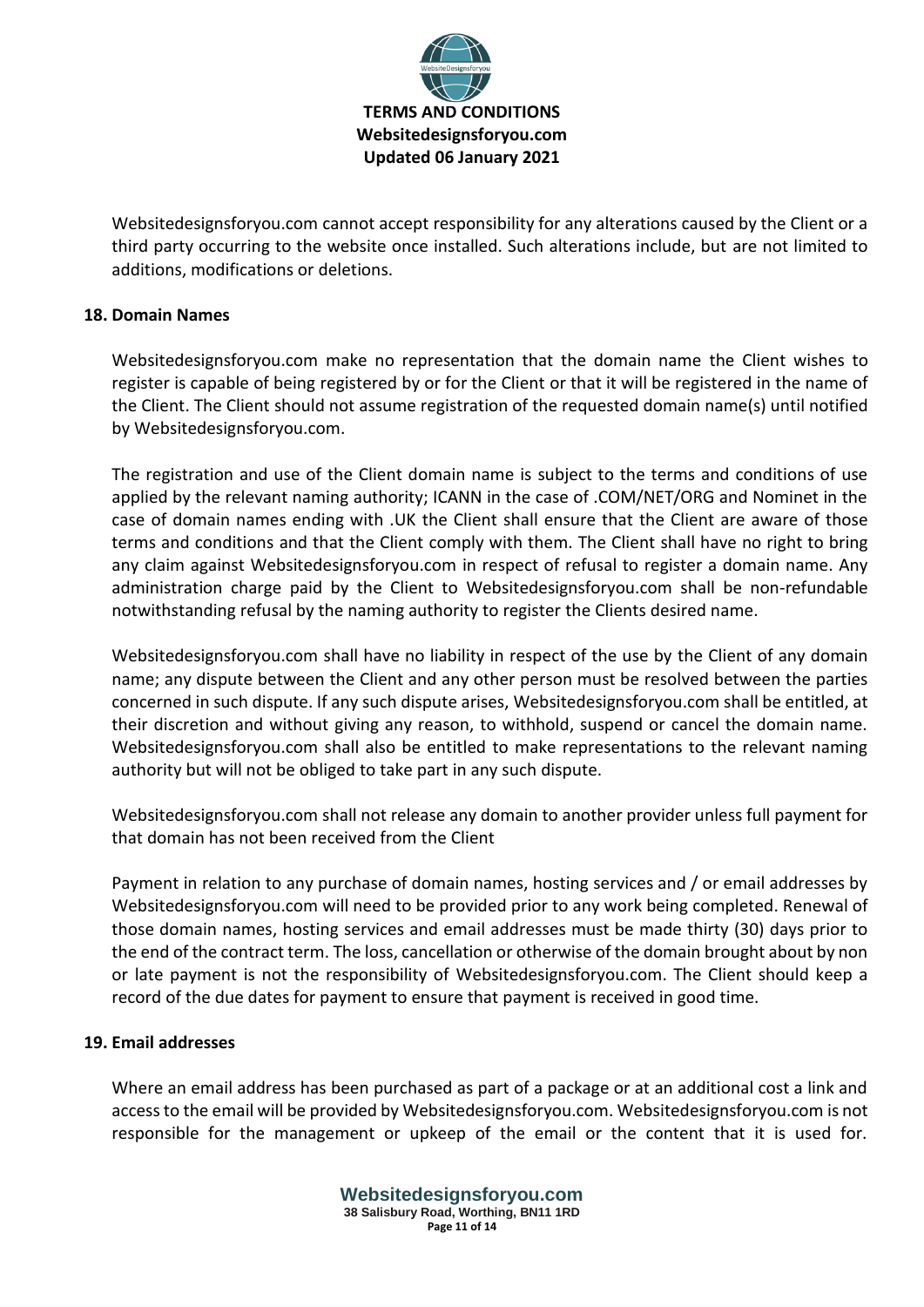Websitedesignsforyou.com cannot accept responsibility for any alterations caused by the Client or a third party occurring to the website once installed. Such alterations include, but are not limited to additions, modifications or deletions.

## 18. Domain Names

Websitedesignsforyou.com make no representation that the domain name the Client wishes to register is capable of being registered by or for the Client or that it will be registered in the name of the Client. The Client should not assume registration of the requested domain name(s) until notified by Websitedesignsforyou.com.

The registration and use of the Client domain name is subject to the terms and conditions of use applied by the relevant naming authority; ICANN in the case of .COM/NET/ORG and Nominet in the case of domain names ending with .UK the Client shall ensure that the Client are aware of those terms and conditions and that the Client comply with them. The Client shall have no right to bring any claim against Websitedesignsforyou.com in respect of refusal to register a domain name. Any administration charge paid by the Client to Websitedesignsforyou.com shall be non-refundable notwithstanding refusal by the naming authority to register the Clients desired name.

Websitedesignsforyou.com shall have no liability in respect of the use by the Client of any domain name; any dispute between the Client and any other person must be resolved between the parties concerned in such dispute. If any such dispute arises, Websitedesignsforyou.com shall be entitled, at their discretion and without giving any reason, to withhold, suspend or cancel the domain name. Websitedesignsforyou.com shall also be entitled to make representations to the relevant naming authority but will not be obliged to take part in any such dispute.

Websitedesignsforyou.com shall not release any domain to another provider unless full payment for that domain has not been received from the Client

Payment in relation to any purchase of domain names, hosting services and / or email addresses by Websitedesignsforyou.com will need to be provided prior to any work being completed. Renewal of those domain names, hosting services and email addresses must be made thirty (30) days prior to the end of the contract term. The loss, cancellation or otherwise of the domain brought about by non or late payment is not the responsibility of Websitedesignsforyou.com. The Client should keep a record of the due dates for payment to ensure that payment is received in good time.

## 19. Email addresses

Where an email address has been purchased as part of a package or at an additional cost a link and access to the email will be provided by Websitedesignsforyou.com. Websitedesignsforyou.com is not responsible for the management or upkeep of the email or the content that it is used for.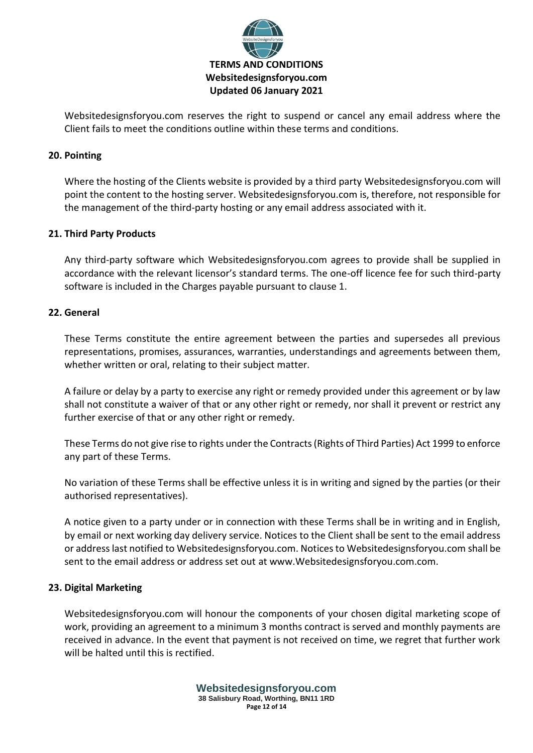Websitedesignsforyou.com reserves the right to suspend or cancel any email address where the Client fails to meet the conditions outline within these terms and conditions.

### 20. Pointing

Where the hosting of the Clients website is provided by a third party Websitedesignsforyou.com will point the content to the hosting server. Websitedesignsforyou.com is, therefore, not responsible for the management of the third-party hosting or any email address associated with it.

### 21. Third Party Products

Any third-party software which Websitedesignsforyou.com agrees to provide shall be supplied in accordance with the relevant licensor's standard terms. The one-off licence fee for such third-party software is included in the Charges payable pursuant to clause 1.

### 22. General

These Terms constitute the entire agreement between the parties and supersedes all previous representations, promises, assurances, warranties, understandings and agreements between them, whether written or oral, relating to their subject matter.

A failure or delay by a party to exercise any right or remedy provided under this agreement or by law shall not constitute a waiver of that or any other right or remedy, nor shall it prevent or restrict any further exercise of that or any other right or remedy.

These Terms do not give rise to rights under the Contracts (Rights of Third Parties) Act 1999 to enforce any part of these Terms.

No variation of these Terms shall be effective unless it is in writing and signed by the parties (or their authorised representatives).

A notice given to a party under or in connection with these Terms shall be in writing and in English, by email or next working day delivery service. Notices to the Client shall be sent to the email address or address last notified to Websitedesignsforyou.com. Notices to Websitedesignsforyou.com shall be sent to the email address or address set out at www.Websitedesignsforyou.com.com.

### 23. Digital Marketing

Websitedesignsforyou.com will honour the components of your chosen digital marketing scope of work, providing an agreement to a minimum 3 months contract is served and monthly payments are received in advance. In the event that payment is not received on time, we regret that further work will be halted until this is rectified.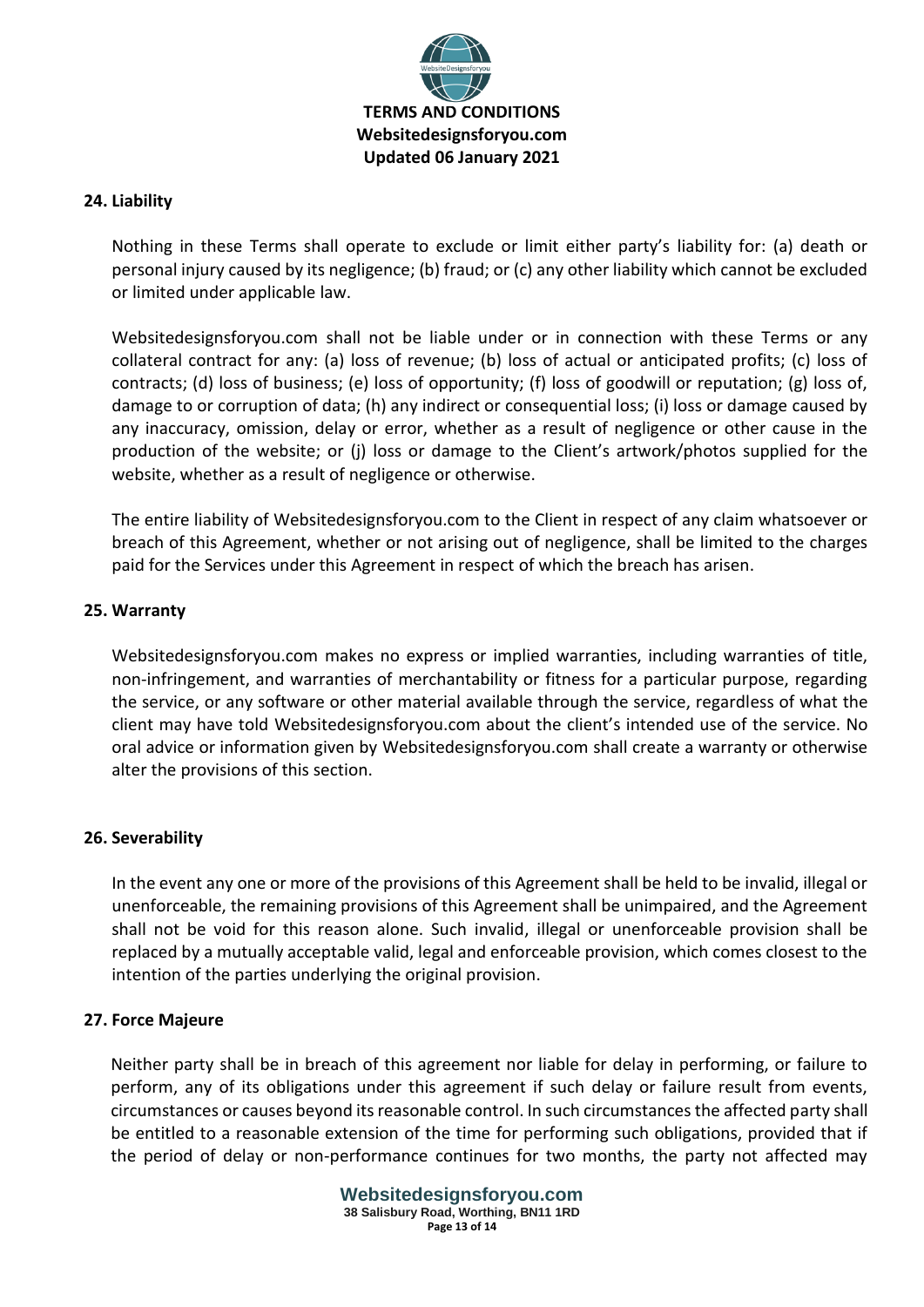## 24. Liability

Nothing in these Terms shall operate to exclude or limit either party's liability for: (a) death or personal injury caused by its negligence; (b) fraud; or (c) any other liability which cannot be excluded or limited under applicable law.

Websitedesignsforyou.com shall not be liable under or in connection with these Terms or any collateral contract for any: (a) loss of revenue; (b) loss of actual or anticipated profits; (c) loss of contracts; (d) loss of business; (e) loss of opportunity; (f) loss of goodwill or reputation; (g) loss of, damage to or corruption of data; (h) any indirect or consequential loss; (i) loss or damage caused by any inaccuracy, omission, delay or error, whether as a result of negligence or other cause in the production of the website; or (j) loss or damage to the Client's artwork/photos supplied for the website, whether as a result of negligence or otherwise.

The entire liability of Websitedesignsforyou.com to the Client in respect of any claim whatsoever or breach of this Agreement, whether or not arising out of negligence, shall be limited to the charges paid for the Services under this Agreement in respect of which the breach has arisen.

## 25. Warranty

Websitedesignsforyou.com makes no express or implied warranties, including warranties of title, non-infringement, and warranties of merchantability or fitness for a particular purpose, regarding the service, or any software or other material available through the service, regardless of what the client may have told Websitedesignsforyou.com about the client's intended use of the service. No oral advice or information given by Websitedesignsforyou.com shall create a warranty or otherwise alter the provisions of this section.

## 26. Severability

In the event any one or more of the provisions of this Agreement shall be held to be invalid, illegal or unenforceable, the remaining provisions of this Agreement shall be unimpaired, and the Agreement shall not be void for this reason alone. Such invalid, illegal or unenforceable provision shall be replaced by a mutually acceptable valid, legal and enforceable provision, which comes closest to the intention of the parties underlying the original provision.

## 27. Force Majeure

Neither party shall be in breach of this agreement nor liable for delay in performing, or failure to perform, any of its obligations under this agreement if such delay or failure result from events, circumstances or causes beyond its reasonable control. In such circumstances the affected party shall be entitled to a reasonable extension of the time for performing such obligations, provided that if the period of delay or non-performance continues for two months, the party not affected may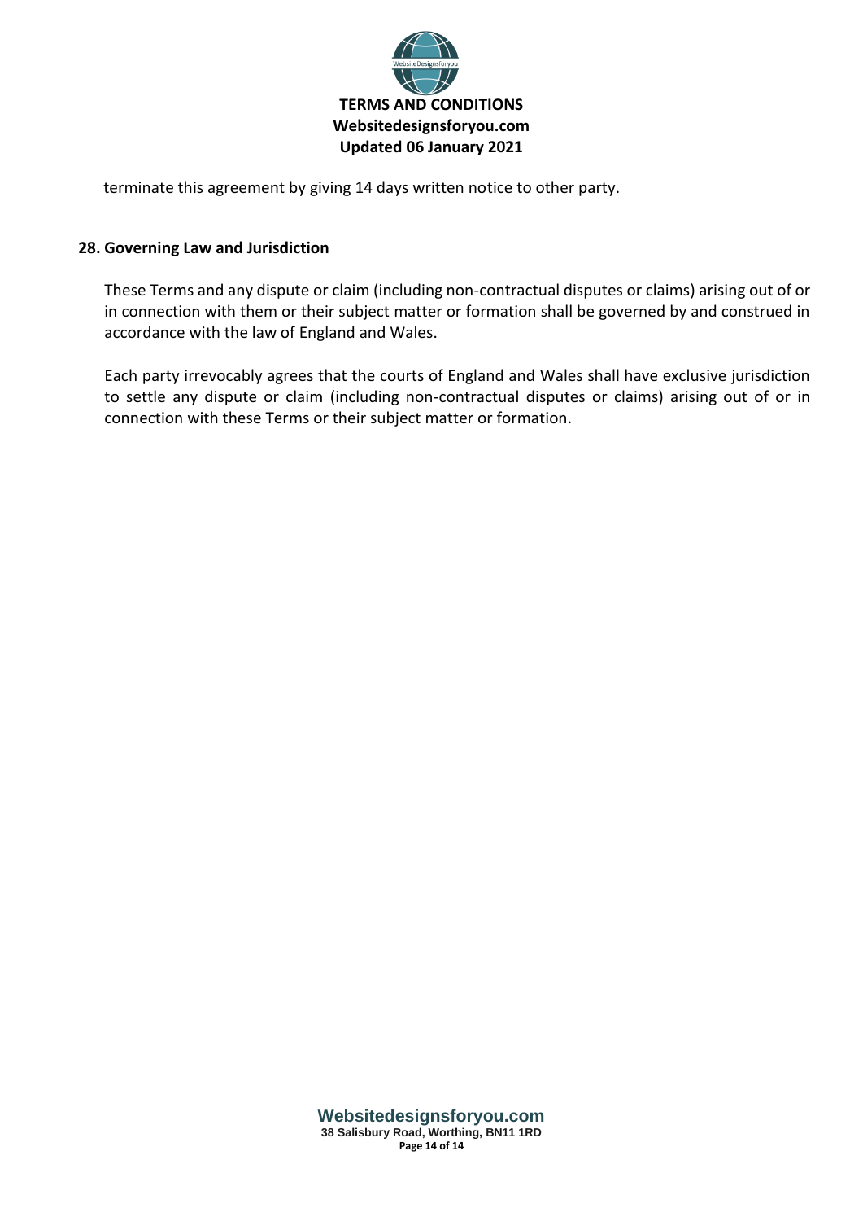terminate this agreement by giving 14 days written notice to other party.

**28. Governing Law and Jurisdiction**

These Terms and any dispute or claim (including non-contractual disputes or claims) arising out of or in connection with them or their subject matter or formation shall be governed by and construed in accordance with the law of England and Wales.

Each party irrevocably agrees that the courts of England and Wales shall have exclusive jurisdiction to settle any dispute or claim (including non-contractual disputes or claims) arising out of or in connection with these Terms or their subject matter or formation.